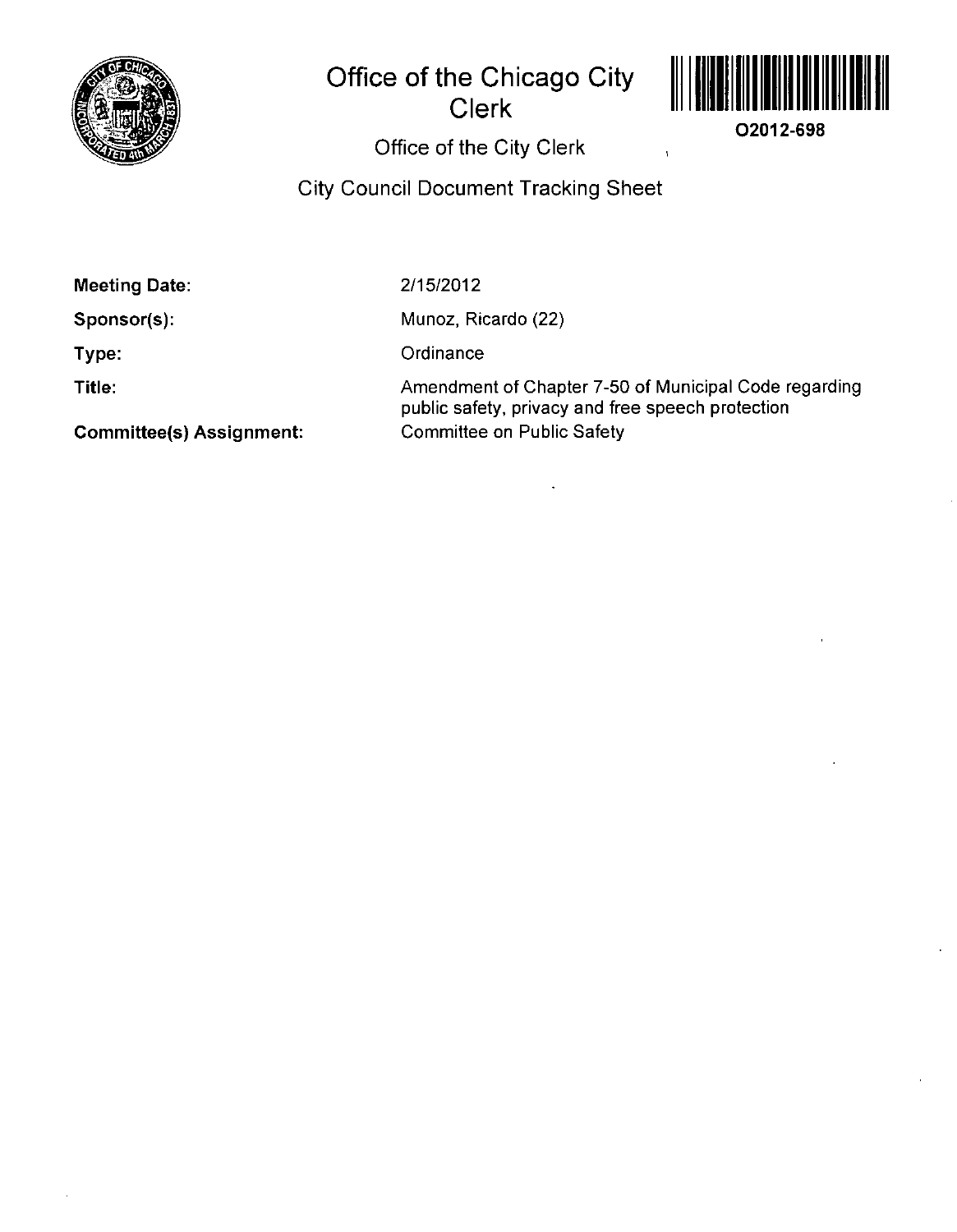# Office of the Chicago City Clerk

O2012-698

Office of the City Clerk

## City Council Document Tracking Sheet

**Meeting Date:** 2/15/2012

**Sponsor(s):** Munoz, Ricardo (22)

**Type:** Ordinance

**Title:** Amendment of Chapter 7-50 of Municipal Code regarding public safety, privacy and free speech protection

**Committee(s) Assignment:** Committee on Public Safety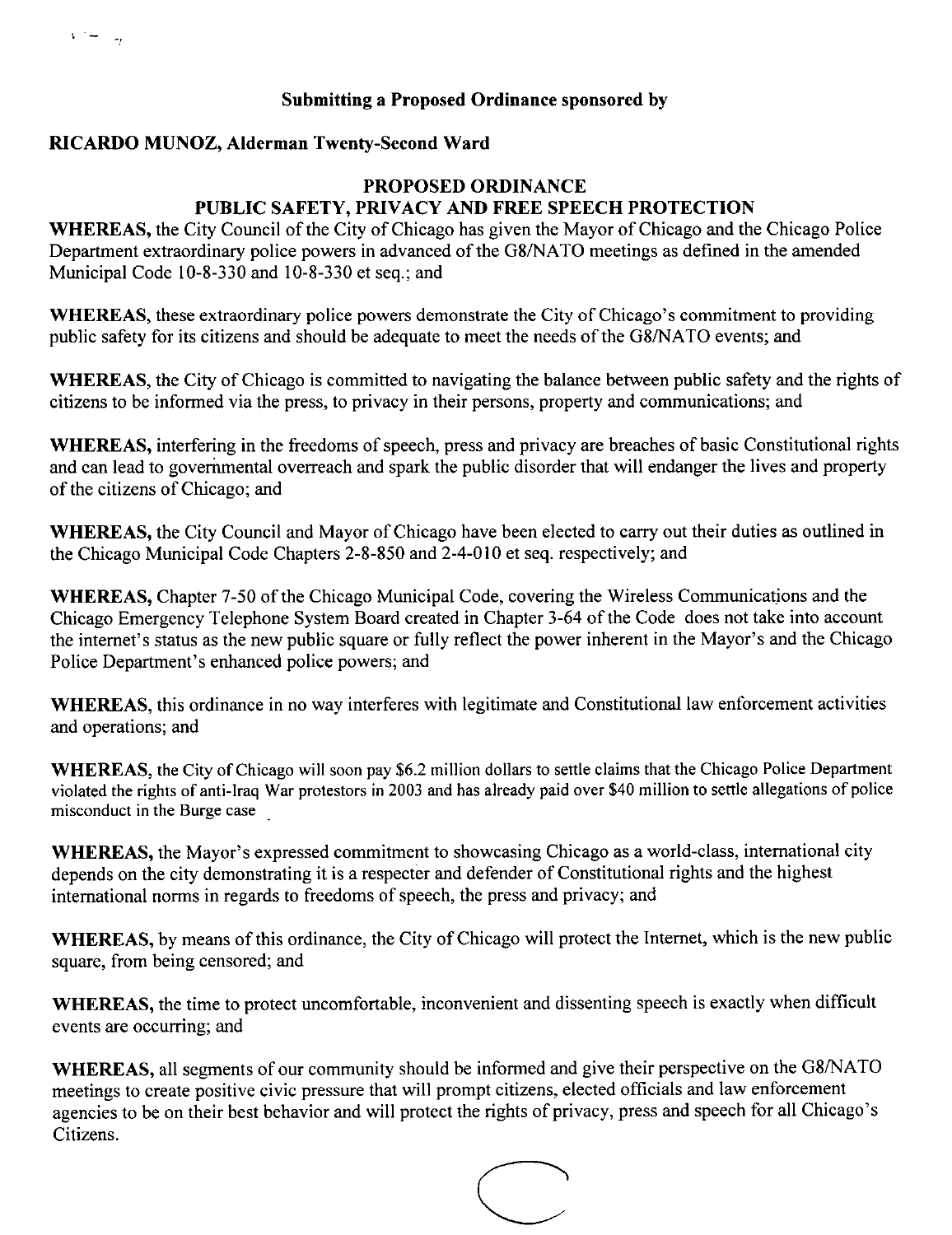**Submitting a Proposed Ordinance sponsored by**

**RICARDO MUNOZ, Alderman Twenty-Second Ward**

## PROPOSED ORDINANCE
## PUBLIC SAFETY, PRIVACY AND FREE SPEECH PROTECTION

**WHEREAS,** the City Council of the City of Chicago has given the Mayor of Chicago and the Chicago Police Department extraordinary police powers in advanced of the G8/NATO meetings as defined in the amended Municipal Code 10-8-330 and 10-8-330 et seq.; and

**WHEREAS,** these extraordinary police powers demonstrate the City of Chicago's commitment to providing public safety for its citizens and should be adequate to meet the needs of the G8/NATO events; and

**WHEREAS,** the City of Chicago is committed to navigating the balance between public safety and the rights of citizens to be informed via the press, to privacy in their persons, property and communications; and

**WHEREAS,** interfering in the freedoms of speech, press and privacy are breaches of basic Constitutional rights and can lead to governmental overreach and spark the public disorder that will endanger the lives and property of the citizens of Chicago; and

**WHEREAS,** the City Council and Mayor of Chicago have been elected to carry out their duties as outlined in the Chicago Municipal Code Chapters 2-8-850 and 2-4-010 et seq. respectively; and

**WHEREAS,** Chapter 7-50 of the Chicago Municipal Code, covering the Wireless Communications and the Chicago Emergency Telephone System Board created in Chapter 3-64 of the Code does not take into account the internet's status as the new public square or fully reflect the power inherent in the Mayor's and the Chicago Police Department's enhanced police powers; and

**WHEREAS,** this ordinance in no way interferes with legitimate and Constitutional law enforcement activities and operations; and

**WHEREAS,** the City of Chicago will soon pay $6.2 million dollars to settle claims that the Chicago Police Department violated the rights of anti-Iraq War protestors in 2003 and has already paid over $40 million to settle allegations of police misconduct in the Burge case

**WHEREAS,** the Mayor's expressed commitment to showcasing Chicago as a world-class, international city depends on the city demonstrating it is a respecter and defender of Constitutional rights and the highest international norms in regards to freedoms of speech, the press and privacy; and

**WHEREAS,** by means of this ordinance, the City of Chicago will protect the Internet, which is the new public square, from being censored; and

**WHEREAS,** the time to protect uncomfortable, inconvenient and dissenting speech is exactly when difficult events are occurring; and

**WHEREAS,** all segments of our community should be informed and give their perspective on the G8/NATO meetings to create positive civic pressure that will prompt citizens, elected officials and law enforcement agencies to be on their best behavior and will protect the rights of privacy, press and speech for all Chicago's Citizens.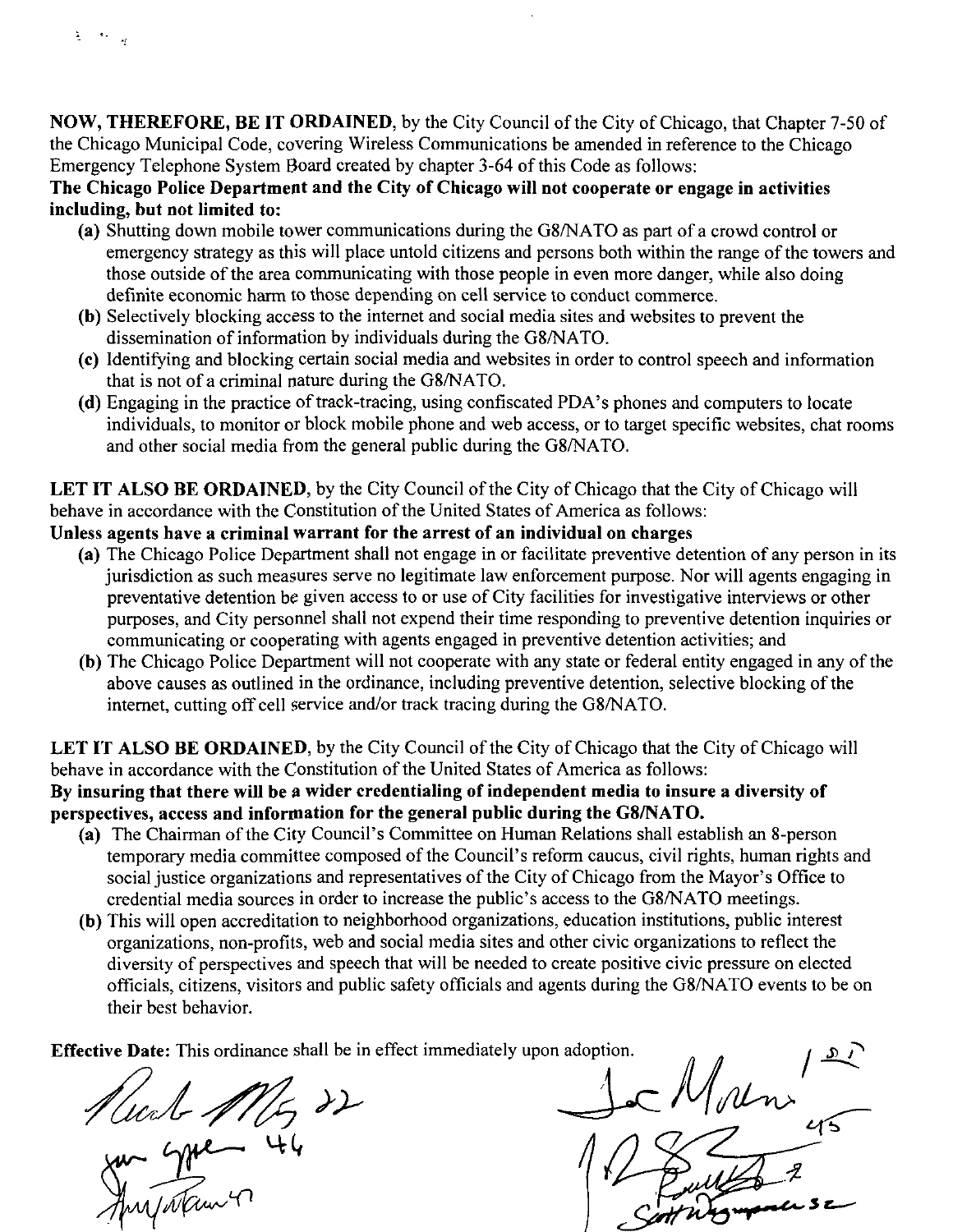**NOW, THEREFORE, BE IT ORDAINED**, by the City Council of the City of Chicago, that Chapter 7-50 of the Chicago Municipal Code, covering Wireless Communications be amended in reference to the Chicago Emergency Telephone System Board created by chapter 3-64 of this Code as follows:

**The Chicago Police Department and the City of Chicago will not cooperate or engage in activities including, but not limited to:**

- **(a)** Shutting down mobile tower communications during the G8/NATO as part of a crowd control or emergency strategy as this will place untold citizens and persons both within the range of the towers and those outside of the area communicating with those people in even more danger, while also doing definite economic harm to those depending on cell service to conduct commerce.
- **(b)** Selectively blocking access to the internet and social media sites and websites to prevent the dissemination of information by individuals during the G8/NATO.
- **(c)** Identifying and blocking certain social media and websites in order to control speech and information that is not of a criminal nature during the G8/NATO.
- **(d)** Engaging in the practice of track-tracing, using confiscated PDA's phones and computers to locate individuals, to monitor or block mobile phone and web access, or to target specific websites, chat rooms and other social media from the general public during the G8/NATO.

**LET IT ALSO BE ORDAINED**, by the City Council of the City of Chicago that the City of Chicago will behave in accordance with the Constitution of the United States of America as follows:

**Unless agents have a criminal warrant for the arrest of an individual on charges**

- **(a)** The Chicago Police Department shall not engage in or facilitate preventive detention of any person in its jurisdiction as such measures serve no legitimate law enforcement purpose. Nor will agents engaging in preventative detention be given access to or use of City facilities for investigative interviews or other purposes, and City personnel shall not expend their time responding to preventive detention inquiries or communicating or cooperating with agents engaged in preventive detention activities; and
- **(b)** The Chicago Police Department will not cooperate with any state or federal entity engaged in any of the above causes as outlined in the ordinance, including preventive detention, selective blocking of the internet, cutting off cell service and/or track tracing during the G8/NATO.

**LET IT ALSO BE ORDAINED**, by the City Council of the City of Chicago that the City of Chicago will behave in accordance with the Constitution of the United States of America as follows:

**By insuring that there will be a wider credentialing of independent media to insure a diversity of perspectives, access and information for the general public during the G8/NATO.**

- **(a)** The Chairman of the City Council's Committee on Human Relations shall establish an 8-person temporary media committee composed of the Council's reform caucus, civil rights, human rights and social justice organizations and representatives of the City of Chicago from the Mayor's Office to credential media sources in order to increase the public's access to the G8/NATO meetings.
- **(b)** This will open accreditation to neighborhood organizations, education institutions, public interest organizations, non-profits, web and social media sites and other civic organizations to reflect the diversity of perspectives and speech that will be needed to create positive civic pressure on elected officials, citizens, visitors and public safety officials and agents during the G8/NATO events to be on their best behavior.

**Effective Date:** This ordinance shall be in effect immediately upon adoption.